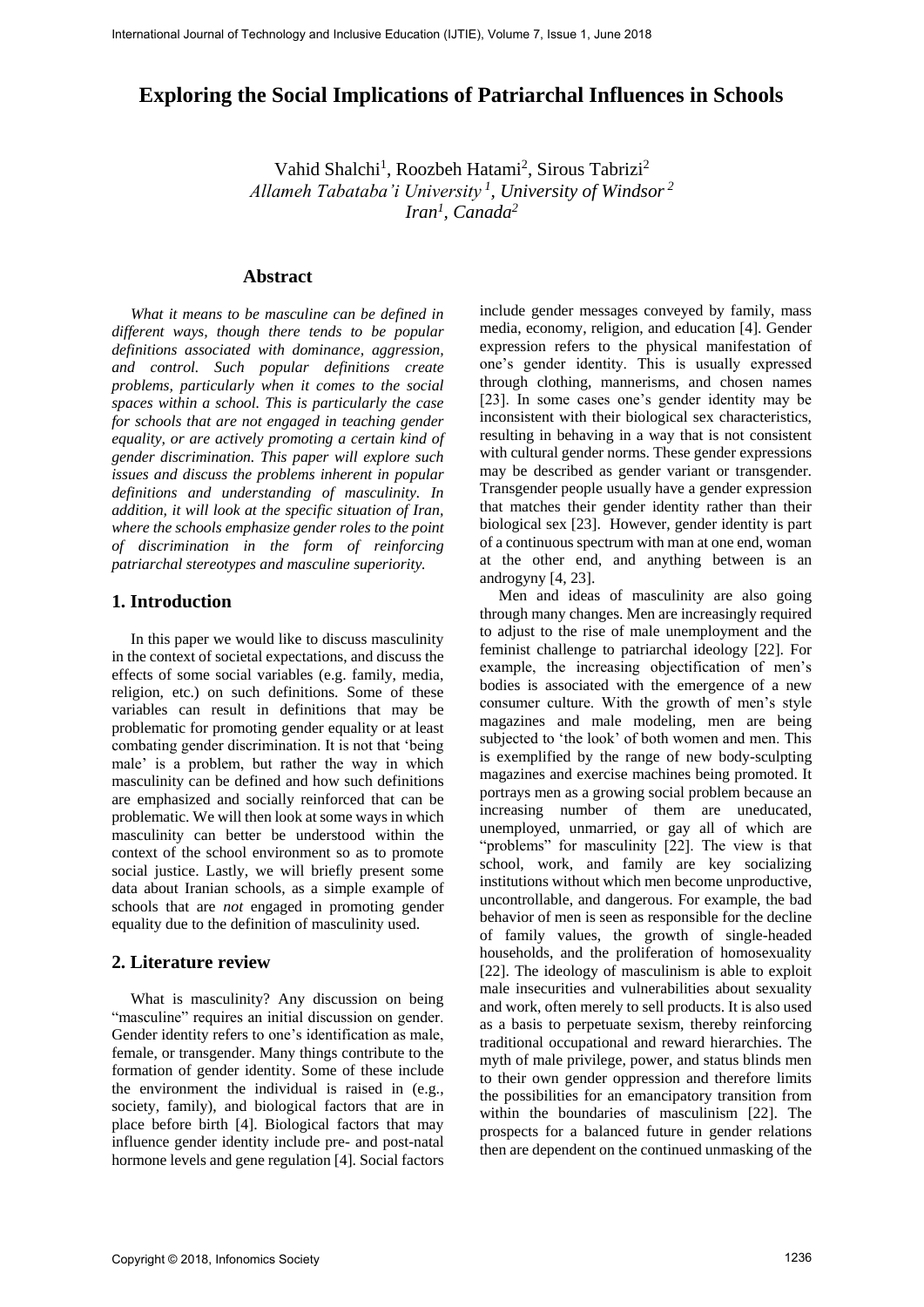# Exploring the Social Implications of Patriarchal Influences in Schools

Vahid Shalchi[1], Roozbeh Hatami[2], Sirous Tabrizi[2]
*Allameh Tabataba'i University [1], University of Windsor [2]*
*Iran[1], Canada[2]*

## Abstract

*What it means to be masculine can be defined in different ways, though there tends to be popular definitions associated with dominance, aggression, and control. Such popular definitions create problems, particularly when it comes to the social spaces within a school. This is particularly the case for schools that are not engaged in teaching gender equality, or are actively promoting a certain kind of gender discrimination. This paper will explore such issues and discuss the problems inherent in popular definitions and understanding of masculinity. In addition, it will look at the specific situation of Iran, where the schools emphasize gender roles to the point of discrimination in the form of reinforcing patriarchal stereotypes and masculine superiority.*

## 1. Introduction

In this paper we would like to discuss masculinity in the context of societal expectations, and discuss the effects of some social variables (e.g. family, media, religion, etc.) on such definitions. Some of these variables can result in definitions that may be problematic for promoting gender equality or at least combating gender discrimination. It is not that 'being male' is a problem, but rather the way in which masculinity can be defined and how such definitions are emphasized and socially reinforced that can be problematic. We will then look at some ways in which masculinity can better be understood within the context of the school environment so as to promote social justice. Lastly, we will briefly present some data about Iranian schools, as a simple example of schools that are *not* engaged in promoting gender equality due to the definition of masculinity used.

## 2. Literature review

What is masculinity? Any discussion on being "masculine" requires an initial discussion on gender. Gender identity refers to one's identification as male, female, or transgender. Many things contribute to the formation of gender identity. Some of these include the environment the individual is raised in (e.g., society, family), and biological factors that are in place before birth [4]. Biological factors that may influence gender identity include pre- and post-natal hormone levels and gene regulation [4]. Social factors include gender messages conveyed by family, mass media, economy, religion, and education [4]. Gender expression refers to the physical manifestation of one's gender identity. This is usually expressed through clothing, mannerisms, and chosen names [23]. In some cases one's gender identity may be inconsistent with their biological sex characteristics, resulting in behaving in a way that is not consistent with cultural gender norms. These gender expressions may be described as gender variant or transgender. Transgender people usually have a gender expression that matches their gender identity rather than their biological sex [23]. However, gender identity is part of a continuous spectrum with man at one end, woman at the other end, and anything between is an androgyny [4, 23].

Men and ideas of masculinity are also going through many changes. Men are increasingly required to adjust to the rise of male unemployment and the feminist challenge to patriarchal ideology [22]. For example, the increasing objectification of men's bodies is associated with the emergence of a new consumer culture. With the growth of men's style magazines and male modeling, men are being subjected to 'the look' of both women and men. This is exemplified by the range of new body-sculpting magazines and exercise machines being promoted. It portrays men as a growing social problem because an increasing number of them are uneducated, unemployed, unmarried, or gay all of which are "problems" for masculinity [22]. The view is that school, work, and family are key socializing institutions without which men become unproductive, uncontrollable, and dangerous. For example, the bad behavior of men is seen as responsible for the decline of family values, the growth of single-headed households, and the proliferation of homosexuality [22]. The ideology of masculinism is able to exploit male insecurities and vulnerabilities about sexuality and work, often merely to sell products. It is also used as a basis to perpetuate sexism, thereby reinforcing traditional occupational and reward hierarchies. The myth of male privilege, power, and status blinds men to their own gender oppression and therefore limits the possibilities for an emancipatory transition from within the boundaries of masculinism [22]. The prospects for a balanced future in gender relations then are dependent on the continued unmasking of the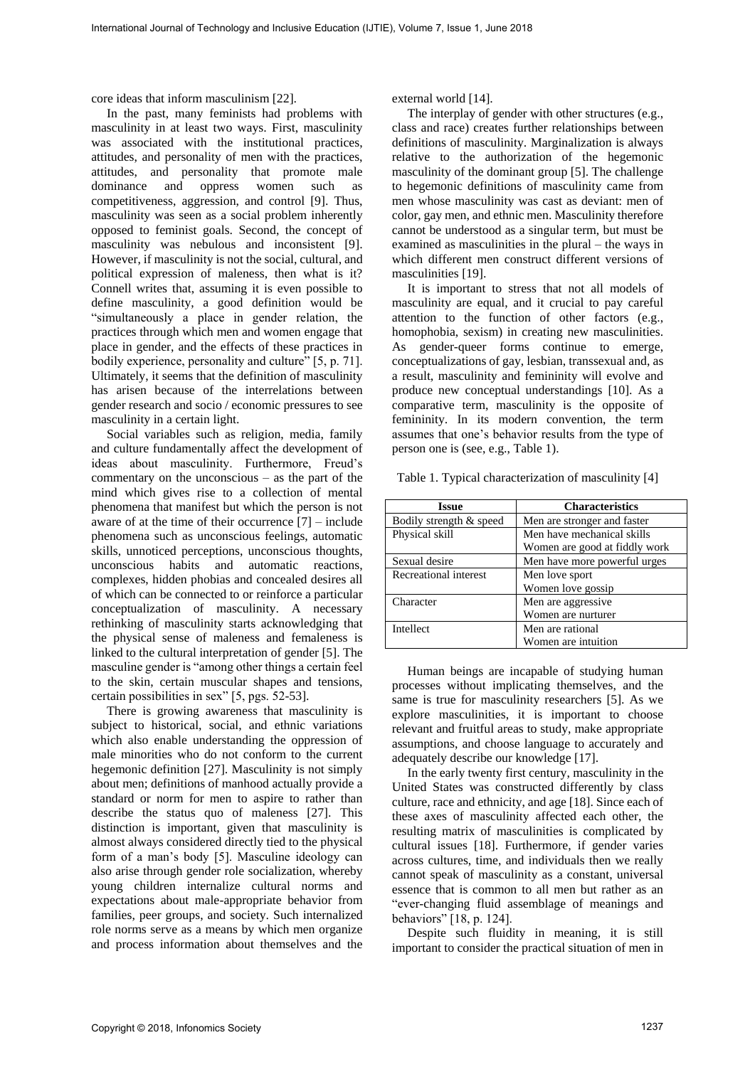core ideas that inform masculinism [22].

In the past, many feminists had problems with masculinity in at least two ways. First, masculinity was associated with the institutional practices, attitudes, and personality of men with the practices, attitudes, and personality that promote male dominance and oppress women such as competitiveness, aggression, and control [9]. Thus, masculinity was seen as a social problem inherently opposed to feminist goals. Second, the concept of masculinity was nebulous and inconsistent [9]. However, if masculinity is not the social, cultural, and political expression of maleness, then what is it? Connell writes that, assuming it is even possible to define masculinity, a good definition would be "simultaneously a place in gender relation, the practices through which men and women engage that place in gender, and the effects of these practices in bodily experience, personality and culture" [5, p. 71]. Ultimately, it seems that the definition of masculinity has arisen because of the interrelations between gender research and socio / economic pressures to see masculinity in a certain light.

Social variables such as religion, media, family and culture fundamentally affect the development of ideas about masculinity. Furthermore, Freud's commentary on the unconscious – as the part of the mind which gives rise to a collection of mental phenomena that manifest but which the person is not aware of at the time of their occurrence [7] – include phenomena such as unconscious feelings, automatic skills, unnoticed perceptions, unconscious thoughts, unconscious habits and automatic reactions, complexes, hidden phobias and concealed desires all of which can be connected to or reinforce a particular conceptualization of masculinity. A necessary rethinking of masculinity starts acknowledging that the physical sense of maleness and femaleness is linked to the cultural interpretation of gender [5]. The masculine gender is "among other things a certain feel to the skin, certain muscular shapes and tensions, certain possibilities in sex" [5, pgs. 52-53].

There is growing awareness that masculinity is subject to historical, social, and ethnic variations which also enable understanding the oppression of male minorities who do not conform to the current hegemonic definition [27]. Masculinity is not simply about men; definitions of manhood actually provide a standard or norm for men to aspire to rather than describe the status quo of maleness [27]. This distinction is important, given that masculinity is almost always considered directly tied to the physical form of a man's body [5]. Masculine ideology can also arise through gender role socialization, whereby young children internalize cultural norms and expectations about male-appropriate behavior from families, peer groups, and society. Such internalized role norms serve as a means by which men organize and process information about themselves and the external world [14].

The interplay of gender with other structures (e.g., class and race) creates further relationships between definitions of masculinity. Marginalization is always relative to the authorization of the hegemonic masculinity of the dominant group [5]. The challenge to hegemonic definitions of masculinity came from men whose masculinity was cast as deviant: men of color, gay men, and ethnic men. Masculinity therefore cannot be understood as a singular term, but must be examined as masculinities in the plural – the ways in which different men construct different versions of masculinities [19].

It is important to stress that not all models of masculinity are equal, and it crucial to pay careful attention to the function of other factors (e.g., homophobia, sexism) in creating new masculinities. As gender-queer forms continue to emerge, conceptualizations of gay, lesbian, transsexual and, as a result, masculinity and femininity will evolve and produce new conceptual understandings [10]. As a comparative term, masculinity is the opposite of femininity. In its modern convention, the term assumes that one's behavior results from the type of person one is (see, e.g., Table 1).

Table 1. Typical characterization of masculinity [4]

| Issue | Characteristics |
|---|---|
| Bodily strength & speed | Men are stronger and faster |
| Physical skill | Men have mechanical skills<br>Women are good at fiddly work |
| Sexual desire | Men have more powerful urges |
| Recreational interest | Men love sport<br>Women love gossip |
| Character | Men are aggressive<br>Women are nurturer |
| Intellect | Men are rational<br>Women are intuition |

Human beings are incapable of studying human processes without implicating themselves, and the same is true for masculinity researchers [5]. As we explore masculinities, it is important to choose relevant and fruitful areas to study, make appropriate assumptions, and choose language to accurately and adequately describe our knowledge [17].

In the early twenty first century, masculinity in the United States was constructed differently by class culture, race and ethnicity, and age [18]. Since each of these axes of masculinity affected each other, the resulting matrix of masculinities is complicated by cultural issues [18]. Furthermore, if gender varies across cultures, time, and individuals then we really cannot speak of masculinity as a constant, universal essence that is common to all men but rather as an "ever-changing fluid assemblage of meanings and behaviors" [18, p. 124].

Despite such fluidity in meaning, it is still important to consider the practical situation of men in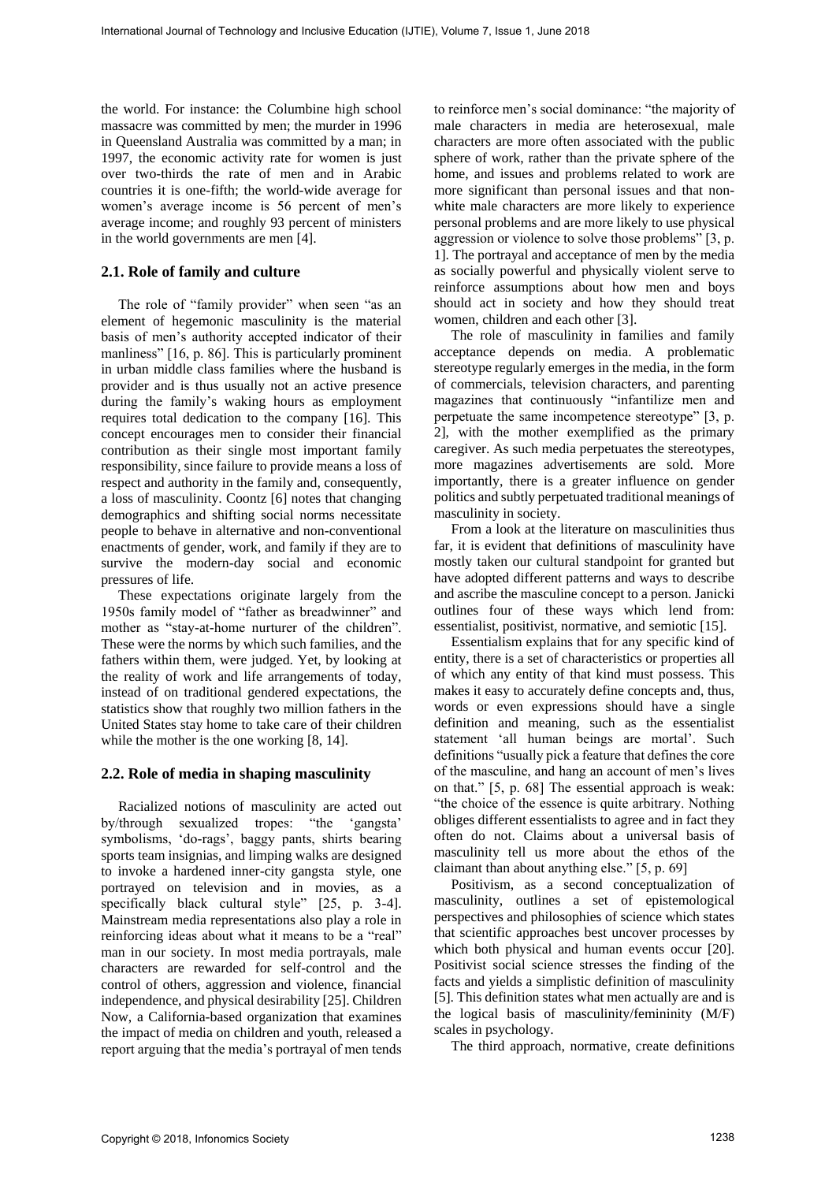the world. For instance: the Columbine high school massacre was committed by men; the murder in 1996 in Queensland Australia was committed by a man; in 1997, the economic activity rate for women is just over two-thirds the rate of men and in Arabic countries it is one-fifth; the world-wide average for women's average income is 56 percent of men's average income; and roughly 93 percent of ministers in the world governments are men [4].

## 2.1. Role of family and culture

The role of "family provider" when seen "as an element of hegemonic masculinity is the material basis of men's authority accepted indicator of their manliness" [16, p. 86]. This is particularly prominent in urban middle class families where the husband is provider and is thus usually not an active presence during the family's waking hours as employment requires total dedication to the company [16]. This concept encourages men to consider their financial contribution as their single most important family responsibility, since failure to provide means a loss of respect and authority in the family and, consequently, a loss of masculinity. Coontz [6] notes that changing demographics and shifting social norms necessitate people to behave in alternative and non-conventional enactments of gender, work, and family if they are to survive the modern-day social and economic pressures of life.

These expectations originate largely from the 1950s family model of "father as breadwinner" and mother as "stay-at-home nurturer of the children". These were the norms by which such families, and the fathers within them, were judged. Yet, by looking at the reality of work and life arrangements of today, instead of on traditional gendered expectations, the statistics show that roughly two million fathers in the United States stay home to take care of their children while the mother is the one working [8, 14].

## 2.2. Role of media in shaping masculinity

Racialized notions of masculinity are acted out by/through sexualized tropes: "the 'gangsta' symbolisms, 'do-rags', baggy pants, shirts bearing sports team insignias, and limping walks are designed to invoke a hardened inner-city gangsta style, one portrayed on television and in movies, as a specifically black cultural style" [25, p. 3-4]. Mainstream media representations also play a role in reinforcing ideas about what it means to be a "real" man in our society. In most media portrayals, male characters are rewarded for self-control and the control of others, aggression and violence, financial independence, and physical desirability [25]. Children Now, a California-based organization that examines the impact of media on children and youth, released a report arguing that the media's portrayal of men tends to reinforce men's social dominance: "the majority of male characters in media are heterosexual, male characters are more often associated with the public sphere of work, rather than the private sphere of the home, and issues and problems related to work are more significant than personal issues and that non-white male characters are more likely to experience personal problems and are more likely to use physical aggression or violence to solve those problems" [3, p. 1]. The portrayal and acceptance of men by the media as socially powerful and physically violent serve to reinforce assumptions about how men and boys should act in society and how they should treat women, children and each other [3].

The role of masculinity in families and family acceptance depends on media. A problematic stereotype regularly emerges in the media, in the form of commercials, television characters, and parenting magazines that continuously "infantilize men and perpetuate the same incompetence stereotype" [3, p. 2], with the mother exemplified as the primary caregiver. As such media perpetuates the stereotypes, more magazines advertisements are sold. More importantly, there is a greater influence on gender politics and subtly perpetuated traditional meanings of masculinity in society.

From a look at the literature on masculinities thus far, it is evident that definitions of masculinity have mostly taken our cultural standpoint for granted but have adopted different patterns and ways to describe and ascribe the masculine concept to a person. Janicki outlines four of these ways which lend from: essentialist, positivist, normative, and semiotic [15].

Essentialism explains that for any specific kind of entity, there is a set of characteristics or properties all of which any entity of that kind must possess. This makes it easy to accurately define concepts and, thus, words or even expressions should have a single definition and meaning, such as the essentialist statement 'all human beings are mortal'. Such definitions "usually pick a feature that defines the core of the masculine, and hang an account of men's lives on that." [5, p. 68] The essential approach is weak: "the choice of the essence is quite arbitrary. Nothing obliges different essentialists to agree and in fact they often do not. Claims about a universal basis of masculinity tell us more about the ethos of the claimant than about anything else." [5, p. 69]

Positivism, as a second conceptualization of masculinity, outlines a set of epistemological perspectives and philosophies of science which states that scientific approaches best uncover processes by which both physical and human events occur [20]. Positivist social science stresses the finding of the facts and yields a simplistic definition of masculinity [5]. This definition states what men actually are and is the logical basis of masculinity/femininity (M/F) scales in psychology.

The third approach, normative, create definitions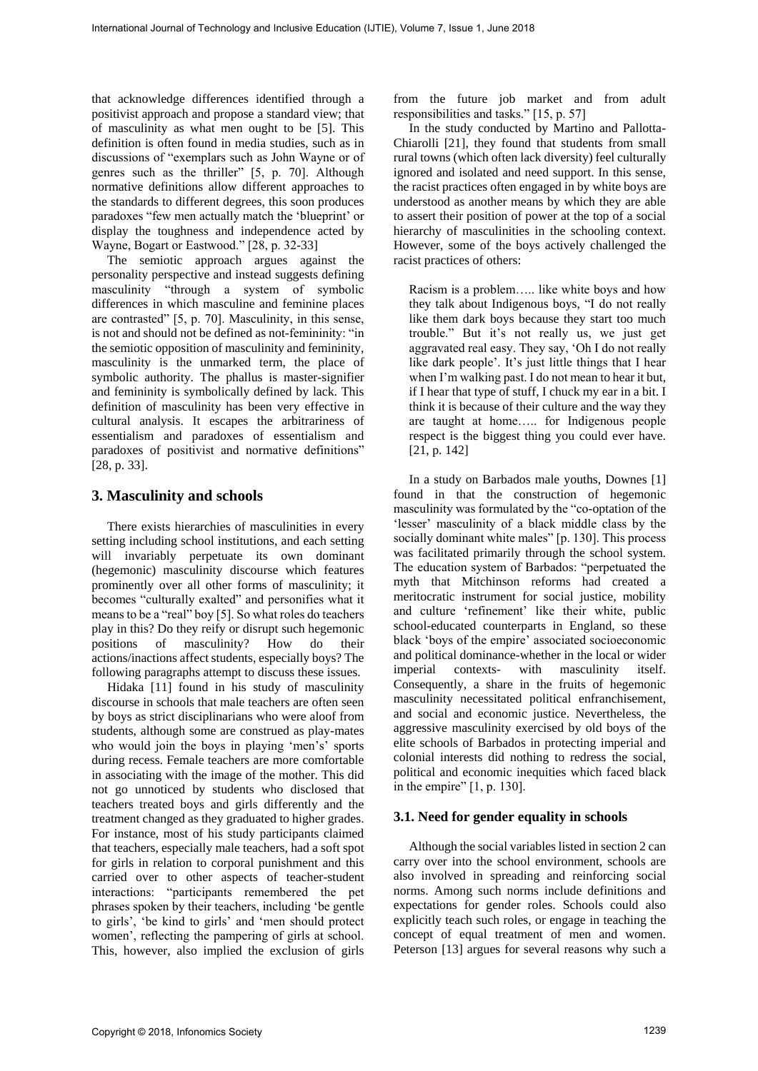that acknowledge differences identified through a positivist approach and propose a standard view; that of masculinity as what men ought to be [5]. This definition is often found in media studies, such as in discussions of "exemplars such as John Wayne or of genres such as the thriller" [5, p. 70]. Although normative definitions allow different approaches to the standards to different degrees, this soon produces paradoxes "few men actually match the 'blueprint' or display the toughness and independence acted by Wayne, Bogart or Eastwood." [28, p. 32-33]

The semiotic approach argues against the personality perspective and instead suggests defining masculinity "through a system of symbolic differences in which masculine and feminine places are contrasted" [5, p. 70]. Masculinity, in this sense, is not and should not be defined as not-femininity: "in the semiotic opposition of masculinity and femininity, masculinity is the unmarked term, the place of symbolic authority. The phallus is master-signifier and femininity is symbolically defined by lack. This definition of masculinity has been very effective in cultural analysis. It escapes the arbitrariness of essentialism and paradoxes of essentialism and paradoxes of positivist and normative definitions" [28, p. 33].

## 3. Masculinity and schools

There exists hierarchies of masculinities in every setting including school institutions, and each setting will invariably perpetuate its own dominant (hegemonic) masculinity discourse which features prominently over all other forms of masculinity; it becomes "culturally exalted" and personifies what it means to be a "real" boy [5]. So what roles do teachers play in this? Do they reify or disrupt such hegemonic positions of masculinity? How do their actions/inactions affect students, especially boys? The following paragraphs attempt to discuss these issues.

Hidaka [11] found in his study of masculinity discourse in schools that male teachers are often seen by boys as strict disciplinarians who were aloof from students, although some are construed as play-mates who would join the boys in playing 'men's' sports during recess. Female teachers are more comfortable in associating with the image of the mother. This did not go unnoticed by students who disclosed that teachers treated boys and girls differently and the treatment changed as they graduated to higher grades. For instance, most of his study participants claimed that teachers, especially male teachers, had a soft spot for girls in relation to corporal punishment and this carried over to other aspects of teacher-student interactions: "participants remembered the pet phrases spoken by their teachers, including 'be gentle to girls', 'be kind to girls' and 'men should protect women', reflecting the pampering of girls at school. This, however, also implied the exclusion of girls from the future job market and from adult responsibilities and tasks." [15, p. 57]

In the study conducted by Martino and Pallotta-Chiarolli [21], they found that students from small rural towns (which often lack diversity) feel culturally ignored and isolated and need support. In this sense, the racist practices often engaged in by white boys are understood as another means by which they are able to assert their position of power at the top of a social hierarchy of masculinities in the schooling context. However, some of the boys actively challenged the racist practices of others:

> Racism is a problem….. like white boys and how they talk about Indigenous boys, "I do not really like them dark boys because they start too much trouble." But it's not really us, we just get aggravated real easy. They say, 'Oh I do not really like dark people'. It's just little things that I hear when I'm walking past. I do not mean to hear it but, if I hear that type of stuff, I chuck my ear in a bit. I think it is because of their culture and the way they are taught at home….. for Indigenous people respect is the biggest thing you could ever have. [21, p. 142]

In a study on Barbados male youths, Downes [1] found in that the construction of hegemonic masculinity was formulated by the "co-optation of the 'lesser' masculinity of a black middle class by the socially dominant white males" [p. 130]. This process was facilitated primarily through the school system. The education system of Barbados: "perpetuated the myth that Mitchinson reforms had created a meritocratic instrument for social justice, mobility and culture 'refinement' like their white, public school-educated counterparts in England, so these black 'boys of the empire' associated socioeconomic and political dominance-whether in the local or wider imperial contexts- with masculinity itself. Consequently, a share in the fruits of hegemonic masculinity necessitated political enfranchisement, and social and economic justice. Nevertheless, the aggressive masculinity exercised by old boys of the elite schools of Barbados in protecting imperial and colonial interests did nothing to redress the social, political and economic inequities which faced black in the empire" [1, p. 130].

### 3.1. Need for gender equality in schools

Although the social variables listed in section 2 can carry over into the school environment, schools are also involved in spreading and reinforcing social norms. Among such norms include definitions and expectations for gender roles. Schools could also explicitly teach such roles, or engage in teaching the concept of equal treatment of men and women. Peterson [13] argues for several reasons why such a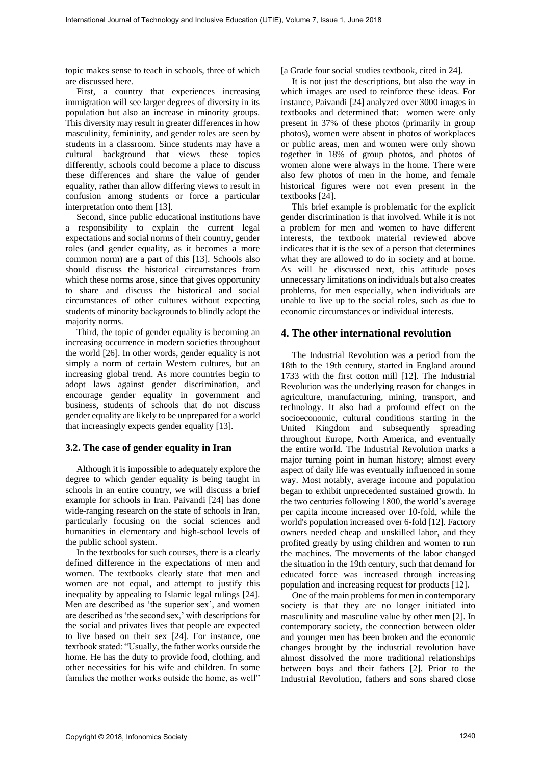topic makes sense to teach in schools, three of which are discussed here.

First, a country that experiences increasing immigration will see larger degrees of diversity in its population but also an increase in minority groups. This diversity may result in greater differences in how masculinity, femininity, and gender roles are seen by students in a classroom. Since students may have a cultural background that views these topics differently, schools could become a place to discuss these differences and share the value of gender equality, rather than allow differing views to result in confusion among students or force a particular interpretation onto them [13].

Second, since public educational institutions have a responsibility to explain the current legal expectations and social norms of their country, gender roles (and gender equality, as it becomes a more common norm) are a part of this [13]. Schools also should discuss the historical circumstances from which these norms arose, since that gives opportunity to share and discuss the historical and social circumstances of other cultures without expecting students of minority backgrounds to blindly adopt the majority norms.

Third, the topic of gender equality is becoming an increasing occurrence in modern societies throughout the world [26]. In other words, gender equality is not simply a norm of certain Western cultures, but an increasing global trend. As more countries begin to adopt laws against gender discrimination, and encourage gender equality in government and business, students of schools that do not discuss gender equality are likely to be unprepared for a world that increasingly expects gender equality [13].

### 3.2. The case of gender equality in Iran

Although it is impossible to adequately explore the degree to which gender equality is being taught in schools in an entire country, we will discuss a brief example for schools in Iran. Paivandi [24] has done wide-ranging research on the state of schools in Iran, particularly focusing on the social sciences and humanities in elementary and high-school levels of the public school system.

In the textbooks for such courses, there is a clearly defined difference in the expectations of men and women. The textbooks clearly state that men and women are not equal, and attempt to justify this inequality by appealing to Islamic legal rulings [24]. Men are described as 'the superior sex', and women are described as 'the second sex,' with descriptions for the social and privates lives that people are expected to live based on their sex [24]. For instance, one textbook stated: "Usually, the father works outside the home. He has the duty to provide food, clothing, and other necessities for his wife and children. In some families the mother works outside the home, as well" [a Grade four social studies textbook, cited in 24].

It is not just the descriptions, but also the way in which images are used to reinforce these ideas. For instance, Paivandi [24] analyzed over 3000 images in textbooks and determined that: women were only present in 37% of these photos (primarily in group photos), women were absent in photos of workplaces or public areas, men and women were only shown together in 18% of group photos, and photos of women alone were always in the home. There were also few photos of men in the home, and female historical figures were not even present in the textbooks [24].

This brief example is problematic for the explicit gender discrimination is that involved. While it is not a problem for men and women to have different interests, the textbook material reviewed above indicates that it is the sex of a person that determines what they are allowed to do in society and at home. As will be discussed next, this attitude poses unnecessary limitations on individuals but also creates problems, for men especially, when individuals are unable to live up to the social roles, such as due to economic circumstances or individual interests.

## 4. The other international revolution

The Industrial Revolution was a period from the 18th to the 19th century, started in England around 1733 with the first cotton mill [12]. The Industrial Revolution was the underlying reason for changes in agriculture, manufacturing, mining, transport, and technology. It also had a profound effect on the socioeconomic, cultural conditions starting in the United Kingdom and subsequently spreading throughout Europe, North America, and eventually the entire world. The Industrial Revolution marks a major turning point in human history; almost every aspect of daily life was eventually influenced in some way. Most notably, average income and population began to exhibit unprecedented sustained growth. In the two centuries following 1800, the world's average per capita income increased over 10-fold, while the world's population increased over 6-fold [12]. Factory owners needed cheap and unskilled labor, and they profited greatly by using children and women to run the machines. The movements of the labor changed the situation in the 19th century, such that demand for educated force was increased through increasing population and increasing request for products [12].

One of the main problems for men in contemporary society is that they are no longer initiated into masculinity and masculine value by other men [2]. In contemporary society, the connection between older and younger men has been broken and the economic changes brought by the industrial revolution have almost dissolved the more traditional relationships between boys and their fathers [2]. Prior to the Industrial Revolution, fathers and sons shared close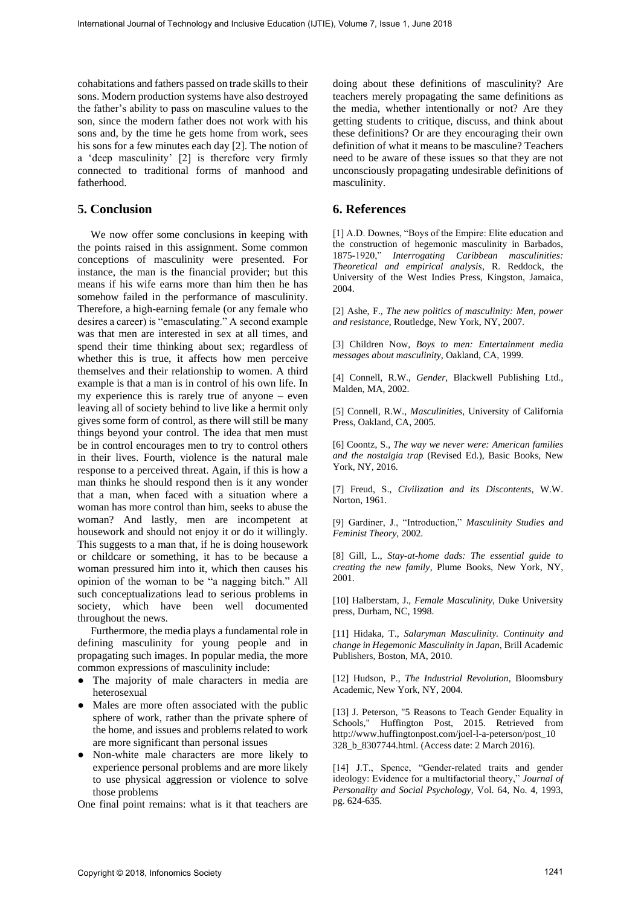cohabitations and fathers passed on trade skills to their sons. Modern production systems have also destroyed the father's ability to pass on masculine values to the son, since the modern father does not work with his sons and, by the time he gets home from work, sees his sons for a few minutes each day [2]. The notion of a 'deep masculinity' [2] is therefore very firmly connected to traditional forms of manhood and fatherhood.

## 5. Conclusion

We now offer some conclusions in keeping with the points raised in this assignment. Some common conceptions of masculinity were presented. For instance, the man is the financial provider; but this means if his wife earns more than him then he has somehow failed in the performance of masculinity. Therefore, a high-earning female (or any female who desires a career) is "emasculating." A second example was that men are interested in sex at all times, and spend their time thinking about sex; regardless of whether this is true, it affects how men perceive themselves and their relationship to women. A third example is that a man is in control of his own life. In my experience this is rarely true of anyone – even leaving all of society behind to live like a hermit only gives some form of control, as there will still be many things beyond your control. The idea that men must be in control encourages men to try to control others in their lives. Fourth, violence is the natural male response to a perceived threat. Again, if this is how a man thinks he should respond then is it any wonder that a man, when faced with a situation where a woman has more control than him, seeks to abuse the woman? And lastly, men are incompetent at housework and should not enjoy it or do it willingly. This suggests to a man that, if he is doing housework or childcare or something, it has to be because a woman pressured him into it, which then causes his opinion of the woman to be "a nagging bitch." All such conceptualizations lead to serious problems in society, which have been well documented throughout the news.

Furthermore, the media plays a fundamental role in defining masculinity for young people and in propagating such images. In popular media, the more common expressions of masculinity include:

- The majority of male characters in media are heterosexual
- Males are more often associated with the public sphere of work, rather than the private sphere of the home, and issues and problems related to work are more significant than personal issues
- Non-white male characters are more likely to experience personal problems and are more likely to use physical aggression or violence to solve those problems

One final point remains: what is it that teachers are doing about these definitions of masculinity? Are teachers merely propagating the same definitions as the media, whether intentionally or not? Are they getting students to critique, discuss, and think about these definitions? Or are they encouraging their own definition of what it means to be masculine? Teachers need to be aware of these issues so that they are not unconsciously propagating undesirable definitions of masculinity.

## 6. References

[1] A.D. Downes, "Boys of the Empire: Elite education and the construction of hegemonic masculinity in Barbados, 1875-1920," *Interrogating Caribbean masculinities: Theoretical and empirical analysis*, R. Reddock, the University of the West Indies Press, Kingston, Jamaica, 2004.

[2] Ashe, F., *The new politics of masculinity: Men, power and resistance,* Routledge, New York, NY, 2007.

[3] Children Now, *Boys to men: Entertainment media messages about masculinity*, Oakland, CA, 1999.

[4] Connell, R.W., *Gender*, Blackwell Publishing Ltd., Malden, MA, 2002.

[5] Connell, R.W., *Masculinities*, University of California Press, Oakland, CA, 2005.

[6] Coontz, S., *The way we never were: American families and the nostalgia trap* (Revised Ed.), Basic Books, New York, NY, 2016.

[7] Freud, S., *Civilization and its Discontents*, W.W. Norton, 1961.

[9] Gardiner, J., "Introduction," *Masculinity Studies and Feminist Theory*, 2002.

[8] Gill, L., *Stay-at-home dads: The essential guide to creating the new family*, Plume Books, New York, NY, 2001.

[10] Halberstam, J., *Female Masculinity*, Duke University press, Durham, NC, 1998.

[11] Hidaka, T., *Salaryman Masculinity. Continuity and change in Hegemonic Masculinity in Japan*, Brill Academic Publishers, Boston, MA, 2010.

[12] Hudson, P., *The Industrial Revolution*, Bloomsbury Academic, New York, NY, 2004.

[13] J. Peterson, "5 Reasons to Teach Gender Equality in Schools," Huffington Post, 2015. Retrieved from http://www.huffingtonpost.com/joel-l-a-peterson/post_10328_b_8307744.html. (Access date: 2 March 2016).

[14] J.T., Spence, "Gender-related traits and gender ideology: Evidence for a multifactorial theory," *Journal of Personality and Social Psychology*, Vol. 64, No. 4, 1993, pg. 624-635.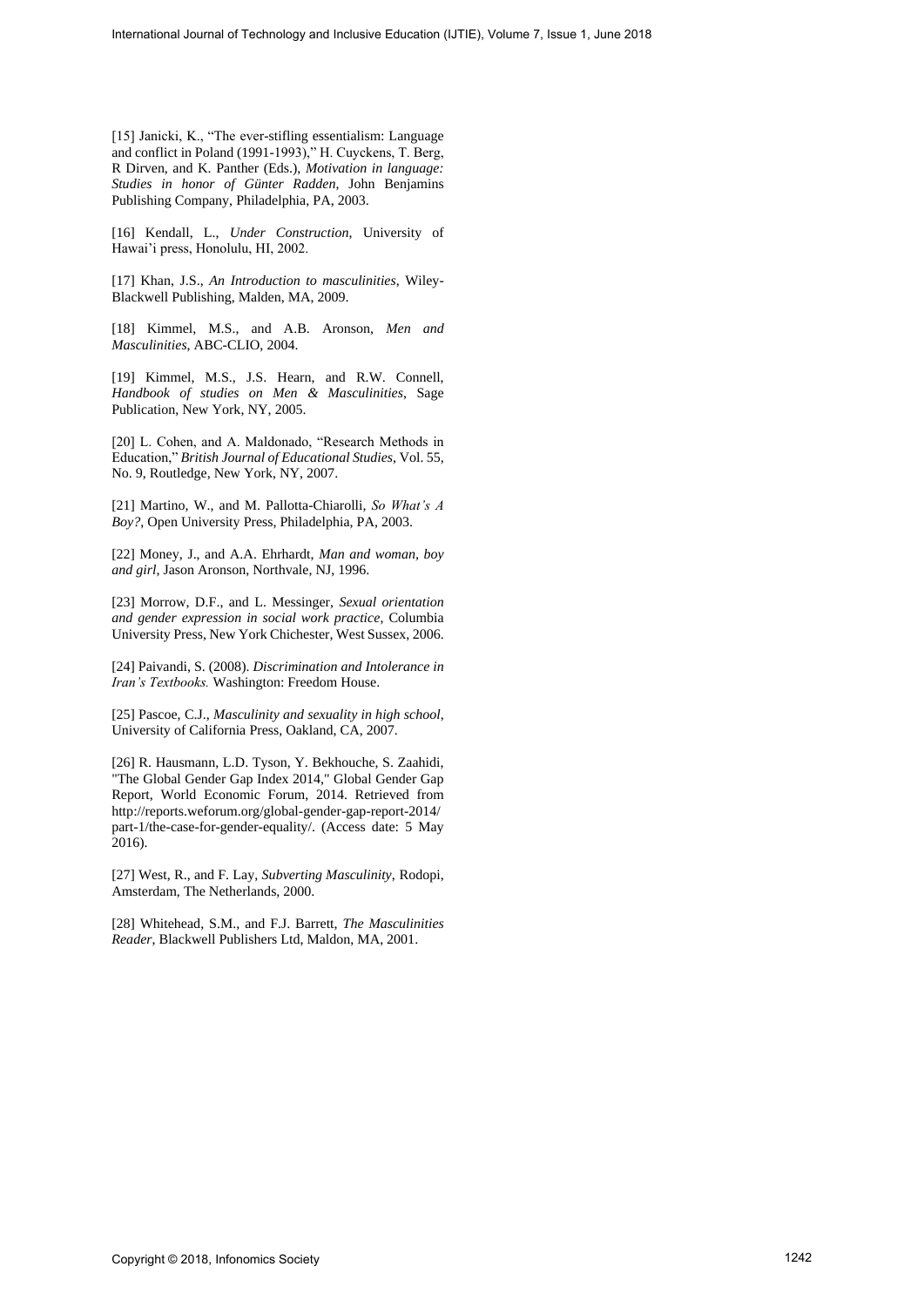[15] Janicki, K., "The ever-stifling essentialism: Language and conflict in Poland (1991-1993)," H. Cuyckens, T. Berg, R Dirven, and K. Panther (Eds.), *Motivation in language: Studies in honor of Günter Radden*, John Benjamins Publishing Company, Philadelphia, PA, 2003.

[16] Kendall, L., *Under Construction*, University of Hawai'i press, Honolulu, HI, 2002.

[17] Khan, J.S., *An Introduction to masculinities*, Wiley-Blackwell Publishing, Malden, MA, 2009.

[18] Kimmel, M.S., and A.B. Aronson, *Men and Masculinities*, ABC-CLIO, 2004.

[19] Kimmel, M.S., J.S. Hearn, and R.W. Connell, *Handbook of studies on Men & Masculinities*, Sage Publication, New York, NY, 2005.

[20] L. Cohen, and A. Maldonado, "Research Methods in Education," *British Journal of Educational Studies*, Vol. 55, No. 9, Routledge, New York, NY, 2007.

[21] Martino, W., and M. Pallotta-Chiarolli, *So What's A Boy?*, Open University Press, Philadelphia, PA, 2003.

[22] Money, J., and A.A. Ehrhardt, *Man and woman, boy and girl*, Jason Aronson, Northvale, NJ, 1996.

[23] Morrow, D.F., and L. Messinger, *Sexual orientation and gender expression in social work practice*, Columbia University Press, New York Chichester, West Sussex, 2006.

[24] Paivandi, S. (2008). *Discrimination and Intolerance in Iran's Textbooks.* Washington: Freedom House.

[25] Pascoe, C.J., *Masculinity and sexuality in high school*, University of California Press, Oakland, CA, 2007.

[26] R. Hausmann, L.D. Tyson, Y. Bekhouche, S. Zaahidi, "The Global Gender Gap Index 2014," Global Gender Gap Report, World Economic Forum, 2014. Retrieved from http://reports.weforum.org/global-gender-gap-report-2014/part-1/the-case-for-gender-equality/. (Access date: 5 May 2016).

[27] West, R., and F. Lay, *Subverting Masculinity*, Rodopi, Amsterdam, The Netherlands, 2000.

[28] Whitehead, S.M., and F.J. Barrett, *The Masculinities Reader*, Blackwell Publishers Ltd, Maldon, MA, 2001.